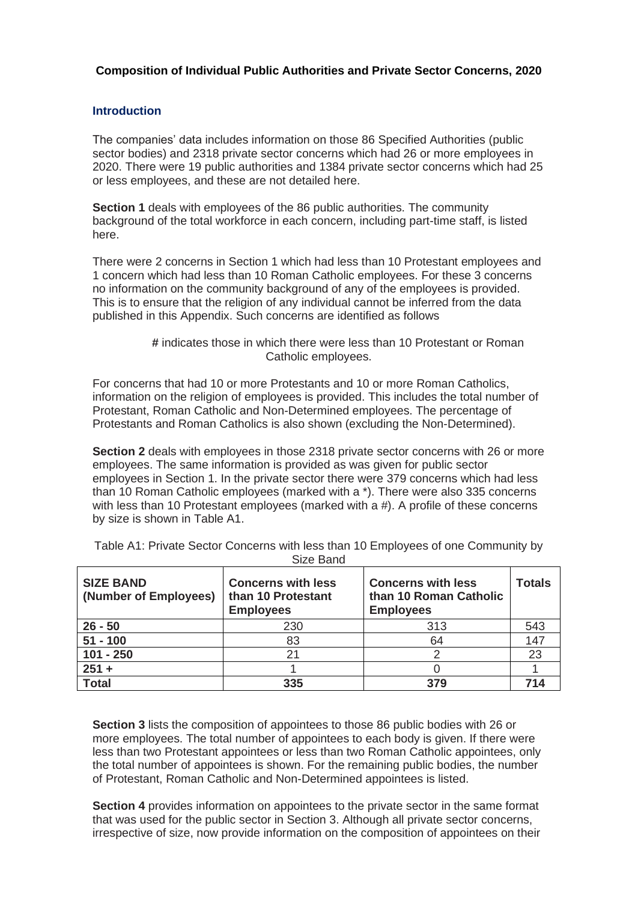**Composition of Individual Public Authorities and Private Sector Concerns, 2020**

## Introduction

The companies' data includes information on those 86 Specified Authorities (public sector bodies) and 2318 private sector concerns which had 26 or more employees in 2020. There were 19 public authorities and 1384 private sector concerns which had 25 or less employees, and these are not detailed here.

**Section 1** deals with employees of the 86 public authorities. The community background of the total workforce in each concern, including part-time staff, is listed here.

There were 2 concerns in Section 1 which had less than 10 Protestant employees and 1 concern which had less than 10 Roman Catholic employees. For these 3 concerns no information on the community background of any of the employees is provided. This is to ensure that the religion of any individual cannot be inferred from the data published in this Appendix. Such concerns are identified as follows

**#** indicates those in which there were less than 10 Protestant or Roman Catholic employees.

For concerns that had 10 or more Protestants and 10 or more Roman Catholics, information on the religion of employees is provided. This includes the total number of Protestant, Roman Catholic and Non-Determined employees. The percentage of Protestants and Roman Catholics is also shown (excluding the Non-Determined).

**Section 2** deals with employees in those 2318 private sector concerns with 26 or more employees. The same information is provided as was given for public sector employees in Section 1. In the private sector there were 379 concerns which had less than 10 Roman Catholic employees (marked with a *). There were also 335 concerns with less than 10 Protestant employees (marked with a #). A profile of these concerns by size is shown in Table A1.

Table A1: Private Sector Concerns with less than 10 Employees of one Community by Size Band

| SIZE BAND (Number of Employees) | Concerns with less than 10 Protestant Employees | Concerns with less than 10 Roman Catholic Employees | Totals |
|---|---|---|---|
| 26 - 50 | 230 | 313 | 543 |
| 51 - 100 | 83 | 64 | 147 |
| 101 - 250 | 21 | 2 | 23 |
| 251 + | 1 | 0 | 1 |
| **Total** | **335** | **379** | **714** |

**Section 3** lists the composition of appointees to those 86 public bodies with 26 or more employees. The total number of appointees to each body is given. If there were less than two Protestant appointees or less than two Roman Catholic appointees, only the total number of appointees is shown. For the remaining public bodies, the number of Protestant, Roman Catholic and Non-Determined appointees is listed.

**Section 4** provides information on appointees to the private sector in the same format that was used for the public sector in Section 3. Although all private sector concerns, irrespective of size, now provide information on the composition of appointees on their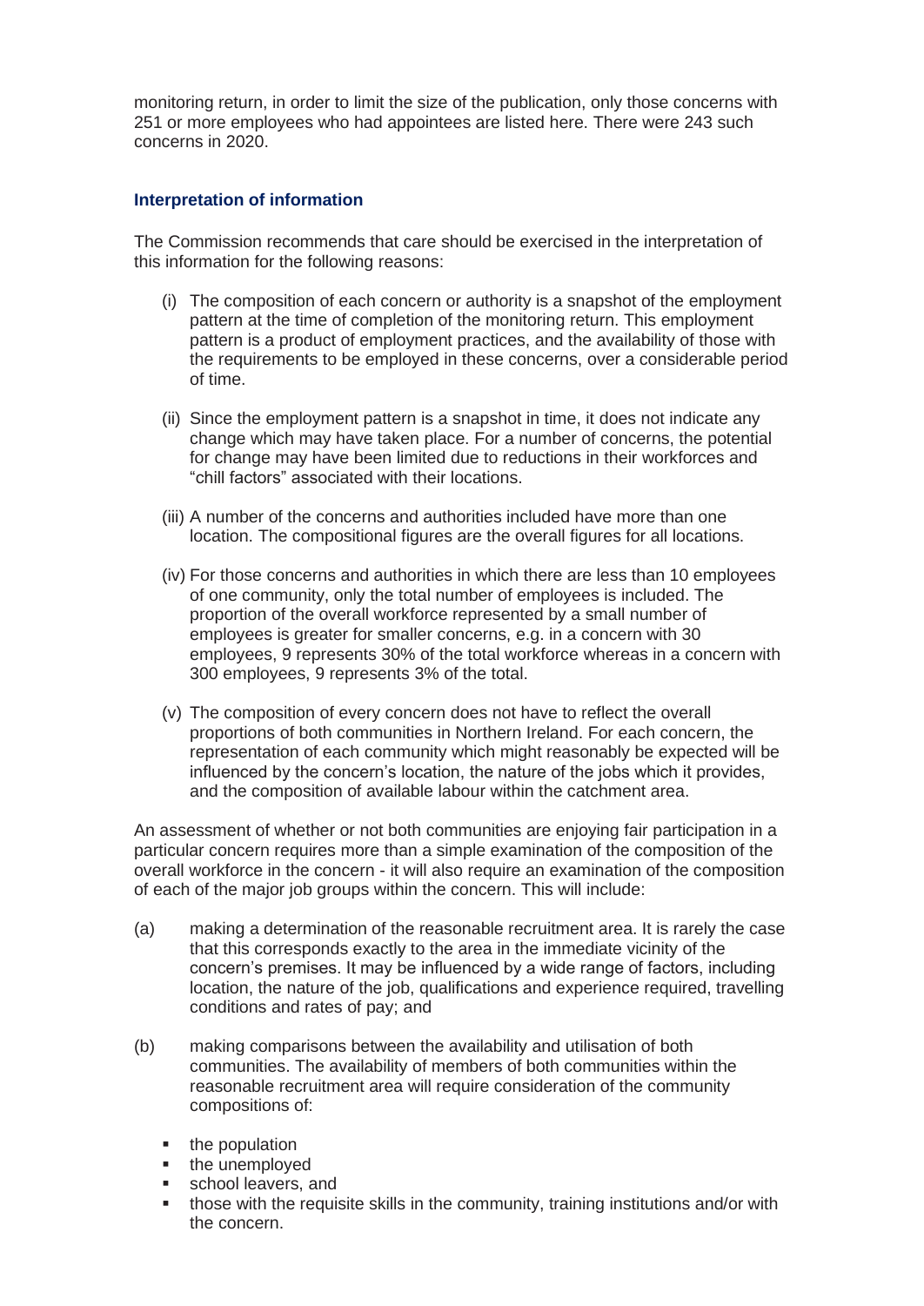monitoring return, in order to limit the size of the publication, only those concerns with 251 or more employees who had appointees are listed here. There were 243 such concerns in 2020.

### Interpretation of information

The Commission recommends that care should be exercised in the interpretation of this information for the following reasons:

(i) The composition of each concern or authority is a snapshot of the employment pattern at the time of completion of the monitoring return. This employment pattern is a product of employment practices, and the availability of those with the requirements to be employed in these concerns, over a considerable period of time.

(ii) Since the employment pattern is a snapshot in time, it does not indicate any change which may have taken place. For a number of concerns, the potential for change may have been limited due to reductions in their workforces and "chill factors" associated with their locations.

(iii) A number of the concerns and authorities included have more than one location. The compositional figures are the overall figures for all locations.

(iv) For those concerns and authorities in which there are less than 10 employees of one community, only the total number of employees is included. The proportion of the overall workforce represented by a small number of employees is greater for smaller concerns, e.g. in a concern with 30 employees, 9 represents 30% of the total workforce whereas in a concern with 300 employees, 9 represents 3% of the total.

(v) The composition of every concern does not have to reflect the overall proportions of both communities in Northern Ireland. For each concern, the representation of each community which might reasonably be expected will be influenced by the concern's location, the nature of the jobs which it provides, and the composition of available labour within the catchment area.

An assessment of whether or not both communities are enjoying fair participation in a particular concern requires more than a simple examination of the composition of the overall workforce in the concern - it will also require an examination of the composition of each of the major job groups within the concern. This will include:

(a) making a determination of the reasonable recruitment area. It is rarely the case that this corresponds exactly to the area in the immediate vicinity of the concern's premises. It may be influenced by a wide range of factors, including location, the nature of the job, qualifications and experience required, travelling conditions and rates of pay; and

(b) making comparisons between the availability and utilisation of both communities. The availability of members of both communities within the reasonable recruitment area will require consideration of the community compositions of:

- the population
- the unemployed
- school leavers, and
- those with the requisite skills in the community, training institutions and/or with the concern.